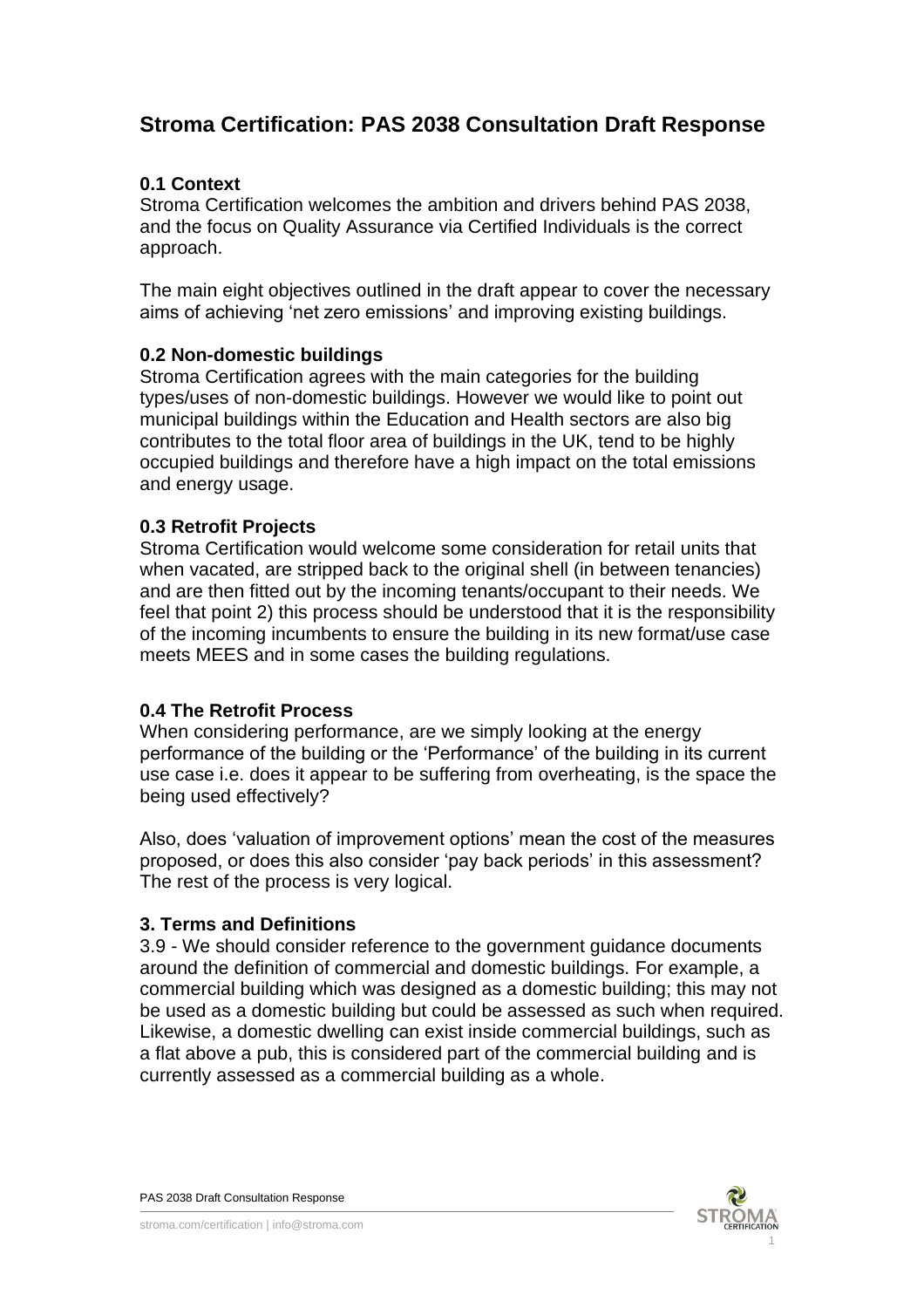# Stroma Certification: PAS 2038 Consultation Draft Response

## 0.1 Context

Stroma Certification welcomes the ambition and drivers behind PAS 2038, and the focus on Quality Assurance via Certified Individuals is the correct approach.

The main eight objectives outlined in the draft appear to cover the necessary aims of achieving 'net zero emissions' and improving existing buildings.

## 0.2 Non-domestic buildings

Stroma Certification agrees with the main categories for the building types/uses of non-domestic buildings. However we would like to point out municipal buildings within the Education and Health sectors are also big contributes to the total floor area of buildings in the UK, tend to be highly occupied buildings and therefore have a high impact on the total emissions and energy usage.

## 0.3 Retrofit Projects

Stroma Certification would welcome some consideration for retail units that when vacated, are stripped back to the original shell (in between tenancies) and are then fitted out by the incoming tenants/occupant to their needs. We feel that point 2) this process should be understood that it is the responsibility of the incoming incumbents to ensure the building in its new format/use case meets MEES and in some cases the building regulations.

## 0.4 The Retrofit Process

When considering performance, are we simply looking at the energy performance of the building or the 'Performance' of the building in its current use case i.e. does it appear to be suffering from overheating, is the space the being used effectively?

Also, does 'valuation of improvement options' mean the cost of the measures proposed, or does this also consider 'pay back periods' in this assessment? The rest of the process is very logical.

## 3. Terms and Definitions

3.9 - We should consider reference to the government guidance documents around the definition of commercial and domestic buildings. For example, a commercial building which was designed as a domestic building; this may not be used as a domestic building but could be assessed as such when required. Likewise, a domestic dwelling can exist inside commercial buildings, such as a flat above a pub, this is considered part of the commercial building and is currently assessed as a commercial building as a whole.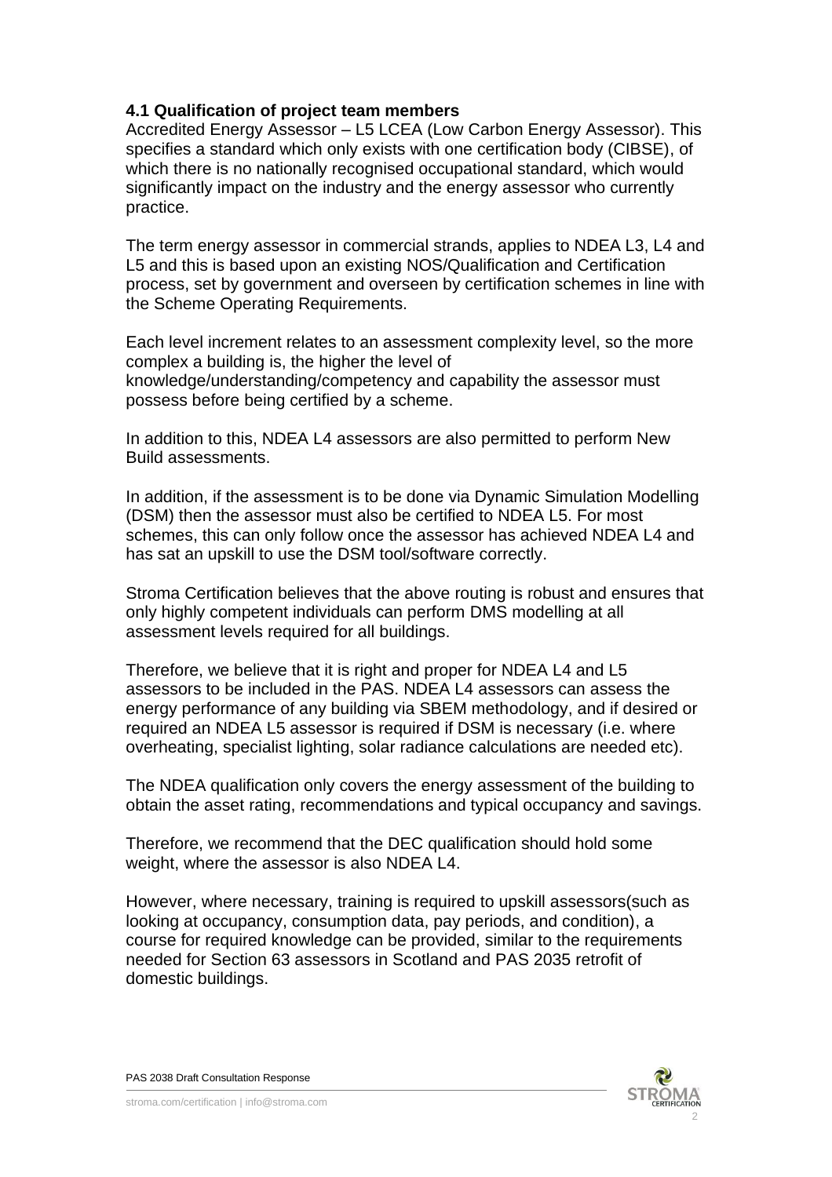### 4.1 Qualification of project team members

Accredited Energy Assessor – L5 LCEA (Low Carbon Energy Assessor). This specifies a standard which only exists with one certification body (CIBSE), of which there is no nationally recognised occupational standard, which would significantly impact on the industry and the energy assessor who currently practice.

The term energy assessor in commercial strands, applies to NDEA L3, L4 and L5 and this is based upon an existing NOS/Qualification and Certification process, set by government and overseen by certification schemes in line with the Scheme Operating Requirements.

Each level increment relates to an assessment complexity level, so the more complex a building is, the higher the level of knowledge/understanding/competency and capability the assessor must possess before being certified by a scheme.

In addition to this, NDEA L4 assessors are also permitted to perform New Build assessments.

In addition, if the assessment is to be done via Dynamic Simulation Modelling (DSM) then the assessor must also be certified to NDEA L5. For most schemes, this can only follow once the assessor has achieved NDEA L4 and has sat an upskill to use the DSM tool/software correctly.

Stroma Certification believes that the above routing is robust and ensures that only highly competent individuals can perform DMS modelling at all assessment levels required for all buildings.

Therefore, we believe that it is right and proper for NDEA L4 and L5 assessors to be included in the PAS. NDEA L4 assessors can assess the energy performance of any building via SBEM methodology, and if desired or required an NDEA L5 assessor is required if DSM is necessary (i.e. where overheating, specialist lighting, solar radiance calculations are needed etc).

The NDEA qualification only covers the energy assessment of the building to obtain the asset rating, recommendations and typical occupancy and savings.

Therefore, we recommend that the DEC qualification should hold some weight, where the assessor is also NDEA L4.

However, where necessary, training is required to upskill assessors(such as looking at occupancy, consumption data, pay periods, and condition), a course for required knowledge can be provided, similar to the requirements needed for Section 63 assessors in Scotland and PAS 2035 retrofit of domestic buildings.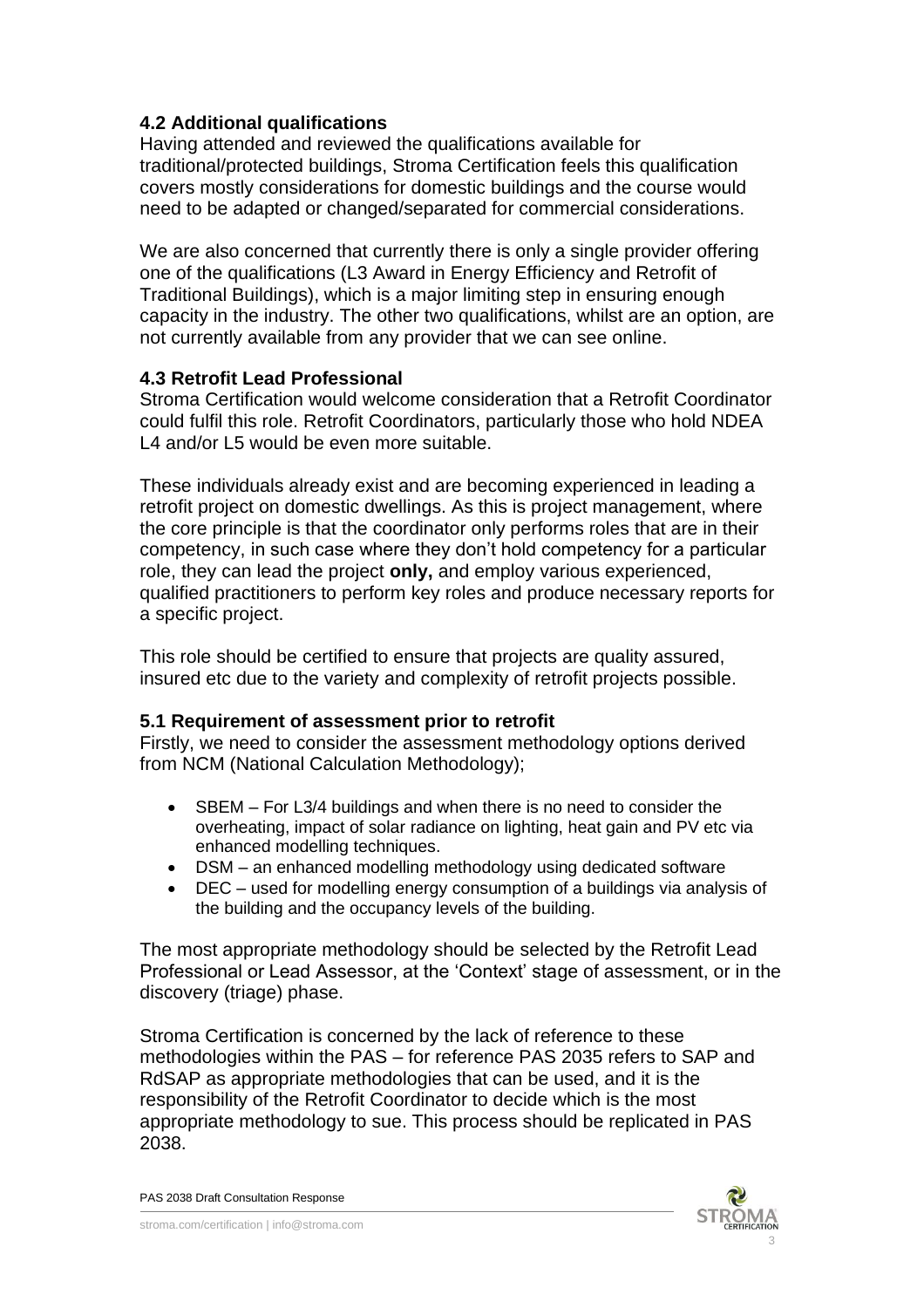### 4.2 Additional qualifications

Having attended and reviewed the qualifications available for traditional/protected buildings, Stroma Certification feels this qualification covers mostly considerations for domestic buildings and the course would need to be adapted or changed/separated for commercial considerations.

We are also concerned that currently there is only a single provider offering one of the qualifications (L3 Award in Energy Efficiency and Retrofit of Traditional Buildings), which is a major limiting step in ensuring enough capacity in the industry. The other two qualifications, whilst are an option, are not currently available from any provider that we can see online.

### 4.3 Retrofit Lead Professional

Stroma Certification would welcome consideration that a Retrofit Coordinator could fulfil this role. Retrofit Coordinators, particularly those who hold NDEA L4 and/or L5 would be even more suitable.

These individuals already exist and are becoming experienced in leading a retrofit project on domestic dwellings. As this is project management, where the core principle is that the coordinator only performs roles that are in their competency, in such case where they don't hold competency for a particular role, they can lead the project **only,** and employ various experienced, qualified practitioners to perform key roles and produce necessary reports for a specific project.

This role should be certified to ensure that projects are quality assured, insured etc due to the variety and complexity of retrofit projects possible.

### 5.1 Requirement of assessment prior to retrofit

Firstly, we need to consider the assessment methodology options derived from NCM (National Calculation Methodology);

- SBEM – For L3/4 buildings and when there is no need to consider the overheating, impact of solar radiance on lighting, heat gain and PV etc via enhanced modelling techniques.
- DSM – an enhanced modelling methodology using dedicated software
- DEC – used for modelling energy consumption of a buildings via analysis of the building and the occupancy levels of the building.

The most appropriate methodology should be selected by the Retrofit Lead Professional or Lead Assessor, at the 'Context' stage of assessment, or in the discovery (triage) phase.

Stroma Certification is concerned by the lack of reference to these methodologies within the PAS – for reference PAS 2035 refers to SAP and RdSAP as appropriate methodologies that can be used, and it is the responsibility of the Retrofit Coordinator to decide which is the most appropriate methodology to sue. This process should be replicated in PAS 2038.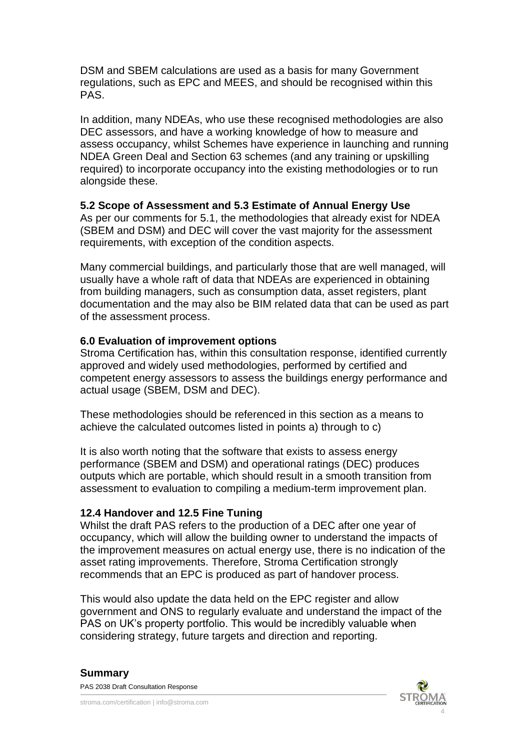DSM and SBEM calculations are used as a basis for many Government regulations, such as EPC and MEES, and should be recognised within this PAS.

In addition, many NDEAs, who use these recognised methodologies are also DEC assessors, and have a working knowledge of how to measure and assess occupancy, whilst Schemes have experience in launching and running NDEA Green Deal and Section 63 schemes (and any training or upskilling required) to incorporate occupancy into the existing methodologies or to run alongside these.

**5.2 Scope of Assessment and 5.3 Estimate of Annual Energy Use**
As per our comments for 5.1, the methodologies that already exist for NDEA (SBEM and DSM) and DEC will cover the vast majority for the assessment requirements, with exception of the condition aspects.

Many commercial buildings, and particularly those that are well managed, will usually have a whole raft of data that NDEAs are experienced in obtaining from building managers, such as consumption data, asset registers, plant documentation and the may also be BIM related data that can be used as part of the assessment process.

**6.0 Evaluation of improvement options**
Stroma Certification has, within this consultation response, identified currently approved and widely used methodologies, performed by certified and competent energy assessors to assess the buildings energy performance and actual usage (SBEM, DSM and DEC).

These methodologies should be referenced in this section as a means to achieve the calculated outcomes listed in points a) through to c)

It is also worth noting that the software that exists to assess energy performance (SBEM and DSM) and operational ratings (DEC) produces outputs which are portable, which should result in a smooth transition from assessment to evaluation to compiling a medium-term improvement plan.

**12.4 Handover and 12.5 Fine Tuning**
Whilst the draft PAS refers to the production of a DEC after one year of occupancy, which will allow the building owner to understand the impacts of the improvement measures on actual energy use, there is no indication of the asset rating improvements. Therefore, Stroma Certification strongly recommends that an EPC is produced as part of handover process.

This would also update the data held on the EPC register and allow government and ONS to regularly evaluate and understand the impact of the PAS on UK's property portfolio. This would be incredibly valuable when considering strategy, future targets and direction and reporting.

**Summary**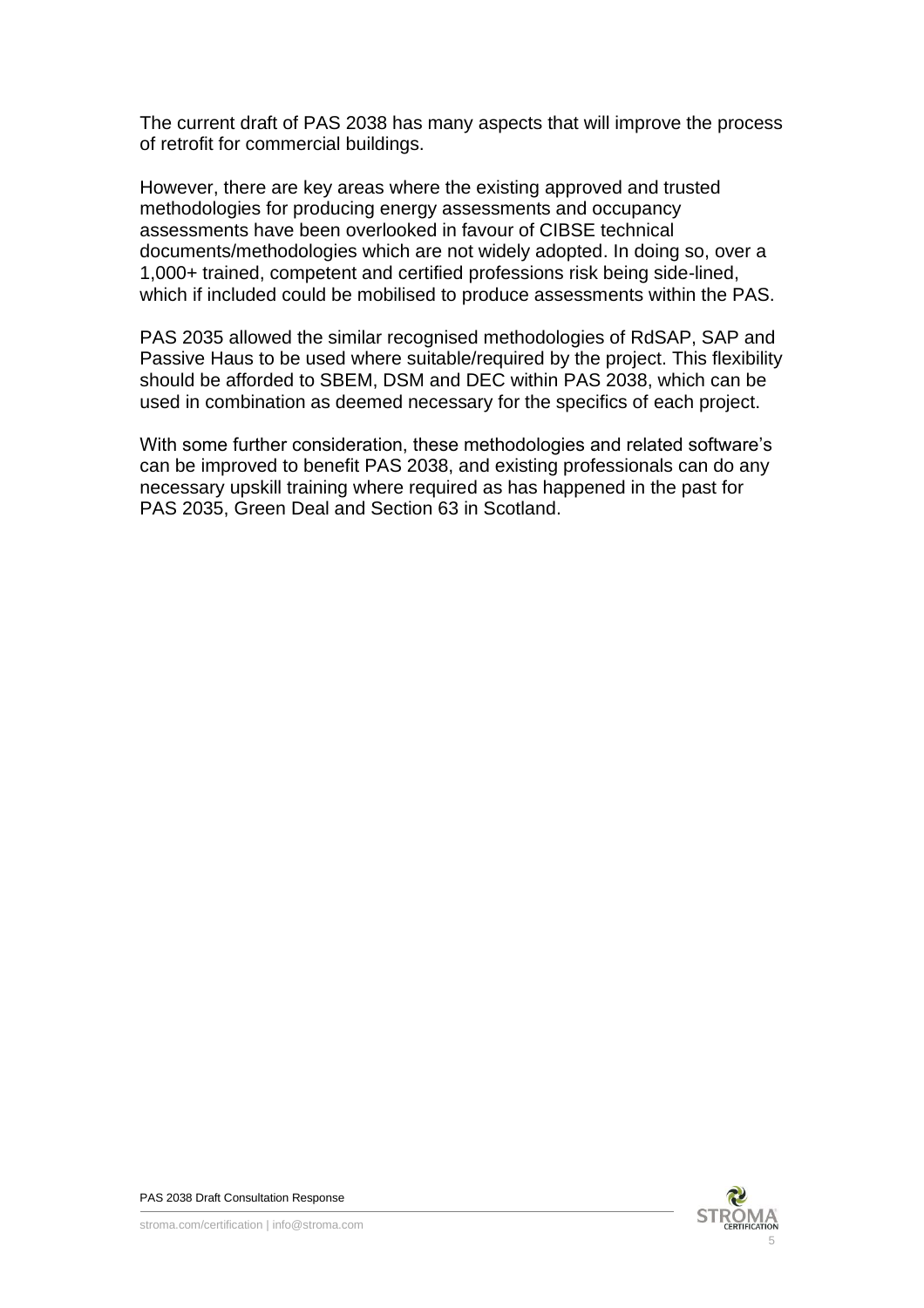The current draft of PAS 2038 has many aspects that will improve the process of retrofit for commercial buildings.

However, there are key areas where the existing approved and trusted methodologies for producing energy assessments and occupancy assessments have been overlooked in favour of CIBSE technical documents/methodologies which are not widely adopted. In doing so, over a 1,000+ trained, competent and certified professions risk being side-lined, which if included could be mobilised to produce assessments within the PAS.

PAS 2035 allowed the similar recognised methodologies of RdSAP, SAP and Passive Haus to be used where suitable/required by the project. This flexibility should be afforded to SBEM, DSM and DEC within PAS 2038, which can be used in combination as deemed necessary for the specifics of each project.

With some further consideration, these methodologies and related software's can be improved to benefit PAS 2038, and existing professionals can do any necessary upskill training where required as has happened in the past for PAS 2035, Green Deal and Section 63 in Scotland.